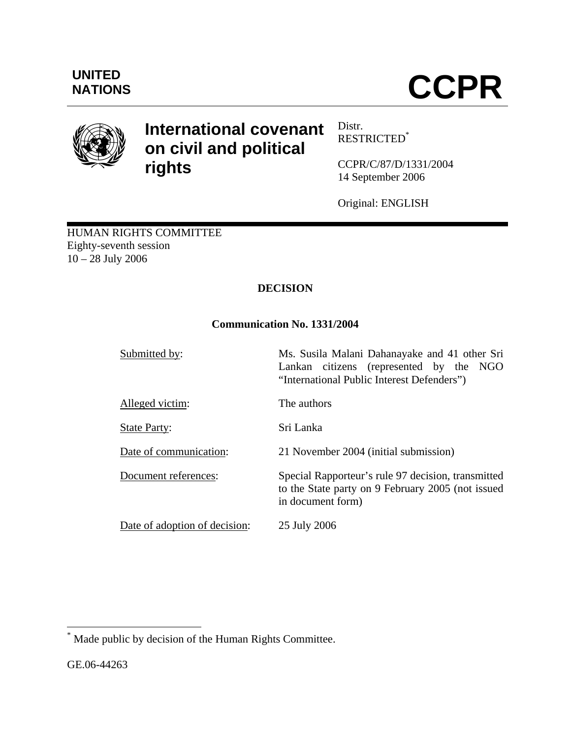UNITED NATIONS

# CCPR

**International covenant on civil and political rights**

Distr.
RESTRICTED[*]

CCPR/C/87/D/1331/2004
14 September 2006

Original: ENGLISH

HUMAN RIGHTS COMMITTEE
Eighty-seventh session
10 – 28 July 2006

## DECISION

### Communication No. 1331/2004

| | |
|---|---|
| Submitted by: | Ms. Susila Malani Dahanayake and 41 other Sri Lankan citizens (represented by the NGO "International Public Interest Defenders") |
| Alleged victim: | The authors |
| State Party: | Sri Lanka |
| Date of communication: | 21 November 2004 (initial submission) |
| Document references: | Special Rapporteur's rule 97 decision, transmitted to the State party on 9 February 2005 (not issued in document form) |
| Date of adoption of decision: | 25 July 2006 |

[*] Made public by decision of the Human Rights Committee.

GE.06-44263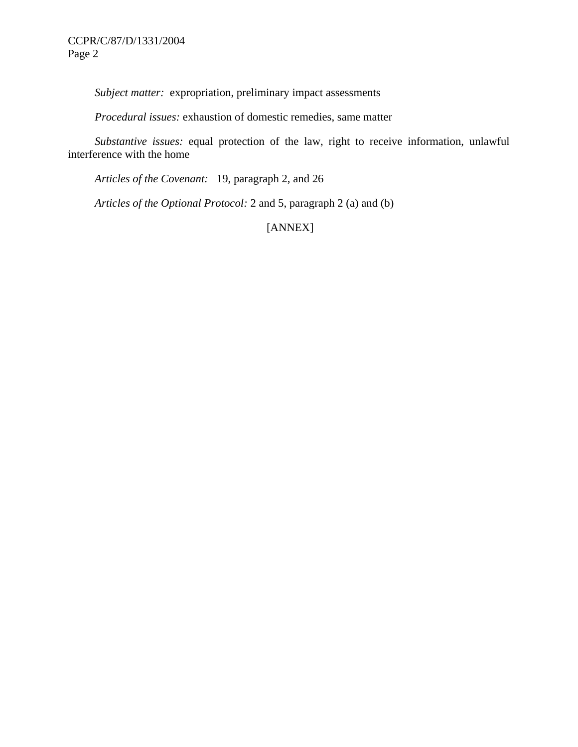*Subject matter:* expropriation, preliminary impact assessments

*Procedural issues:* exhaustion of domestic remedies, same matter

*Substantive issues:* equal protection of the law, right to receive information, unlawful interference with the home

*Articles of the Covenant:* 19, paragraph 2, and 26

*Articles of the Optional Protocol:* 2 and 5, paragraph 2 (a) and (b)

[ANNEX]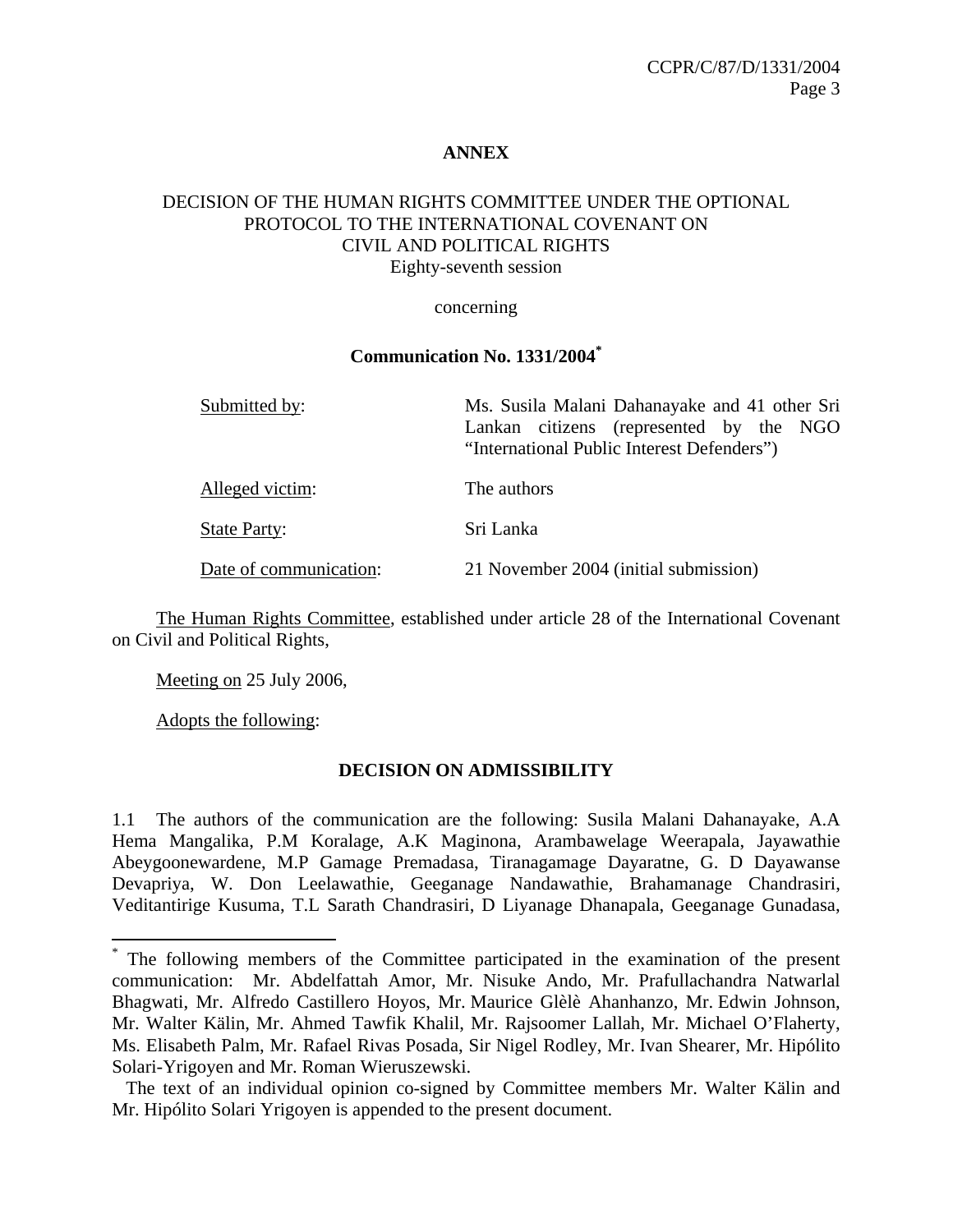**ANNEX**

DECISION OF THE HUMAN RIGHTS COMMITTEE UNDER THE OPTIONAL PROTOCOL TO THE INTERNATIONAL COVENANT ON CIVIL AND POLITICAL RIGHTS
Eighty-seventh session

concerning

**Communication No. 1331/2004[*]**

| | |
|---|---|
| Submitted by: | Ms. Susila Malani Dahanayake and 41 other Sri Lankan citizens (represented by the NGO “International Public Interest Defenders”) |
| Alleged victim: | The authors |
| State Party: | Sri Lanka |
| Date of communication: | 21 November 2004 (initial submission) |

The Human Rights Committee, established under article 28 of the International Covenant on Civil and Political Rights,

Meeting on 25 July 2006,

Adopts the following:

**DECISION ON ADMISSIBILITY**

1.1 The authors of the communication are the following: Susila Malani Dahanayake, A.A Hema Mangalika, P.M Koralage, A.K Maginona, Arambawelage Weerapala, Jayawathie Abeygoonewardene, M.P Gamage Premadasa, Tiranagamage Dayaratne, G. D Dayawanse Devapriya, W. Don Leelawathie, Geeganage Nandawathie, Brahamanage Chandrasiri, Veditantirige Kusuma, T.L Sarath Chandrasiri, D Liyanage Dhanapala, Geeganage Gunadasa,

---

[*] The following members of the Committee participated in the examination of the present communication: Mr. Abdelfattah Amor, Mr. Nisuke Ando, Mr. Prafullachandra Natwarlal Bhagwati, Mr. Alfredo Castillero Hoyos, Mr. Maurice Glèlè Ahanhanzo, Mr. Edwin Johnson, Mr. Walter Kälin, Mr. Ahmed Tawfik Khalil, Mr. Rajsoomer Lallah, Mr. Michael O’Flaherty, Ms. Elisabeth Palm, Mr. Rafael Rivas Posada, Sir Nigel Rodley, Mr. Ivan Shearer, Mr. Hipólito Solari-Yrigoyen and Mr. Roman Wieruszewski.

The text of an individual opinion co-signed by Committee members Mr. Walter Kälin and Mr. Hipólito Solari Yrigoyen is appended to the present document.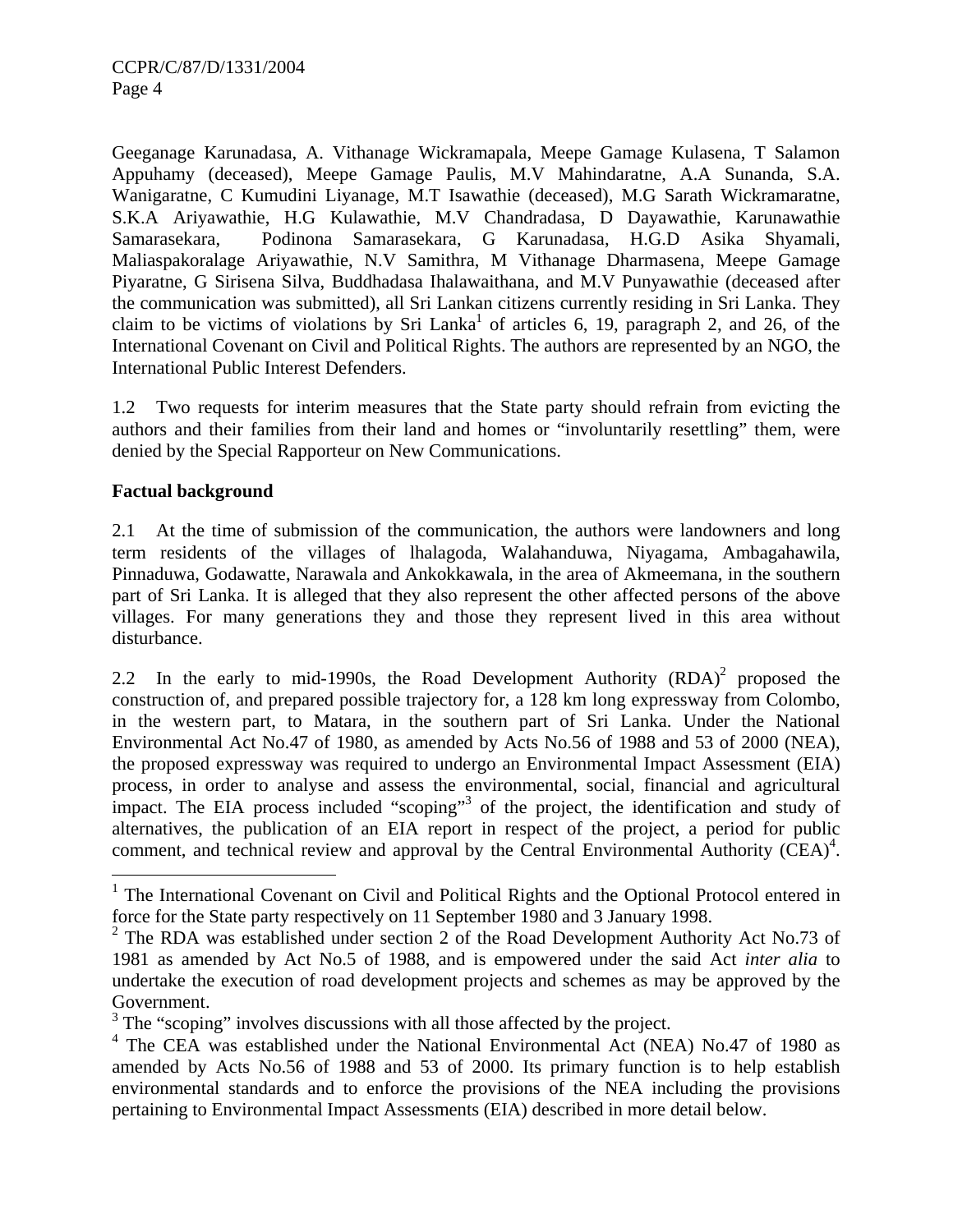Geeganage Karunadasa, A. Vithanage Wickramapala, Meepe Gamage Kulasena, T Salamon Appuhamy (deceased), Meepe Gamage Paulis, M.V Mahindaratne, A.A Sunanda, S.A. Wanigaratne, C Kumudini Liyanage, M.T Isawathie (deceased), M.G Sarath Wickramaratne, S.K.A Ariyawathie, H.G Kulawathie, M.V Chandradasa, D Dayawathie, Karunawathie Samarasekara, Podinona Samarasekara, G Karunadasa, H.G.D Asika Shyamali, Maliaspakoralage Ariyawathie, N.V Samithra, M Vithanage Dharmasena, Meepe Gamage Piyaratne, G Sirisena Silva, Buddhadasa Ihalawaithana, and M.V Punyawathie (deceased after the communication was submitted), all Sri Lankan citizens currently residing in Sri Lanka. They claim to be victims of violations by Sri Lanka[1] of articles 6, 19, paragraph 2, and 26, of the International Covenant on Civil and Political Rights. The authors are represented by an NGO, the International Public Interest Defenders.

1.2 Two requests for interim measures that the State party should refrain from evicting the authors and their families from their land and homes or "involuntarily resettling" them, were denied by the Special Rapporteur on New Communications.

**Factual background**

2.1 At the time of submission of the communication, the authors were landowners and long term residents of the villages of lhalagoda, Walahanduwa, Niyagama, Ambagahawila, Pinnaduwa, Godawatte, Narawala and Ankokkawala, in the area of Akmeemana, in the southern part of Sri Lanka. It is alleged that they also represent the other affected persons of the above villages. For many generations they and those they represent lived in this area without disturbance.

2.2 In the early to mid-1990s, the Road Development Authority (RDA)[2] proposed the construction of, and prepared possible trajectory for, a 128 km long expressway from Colombo, in the western part, to Matara, in the southern part of Sri Lanka. Under the National Environmental Act No.47 of 1980, as amended by Acts No.56 of 1988 and 53 of 2000 (NEA), the proposed expressway was required to undergo an Environmental Impact Assessment (EIA) process, in order to analyse and assess the environmental, social, financial and agricultural impact. The EIA process included "scoping"[3] of the project, the identification and study of alternatives, the publication of an EIA report in respect of the project, a period for public comment, and technical review and approval by the Central Environmental Authority (CEA)[4].

---

[1] The International Covenant on Civil and Political Rights and the Optional Protocol entered in force for the State party respectively on 11 September 1980 and 3 January 1998.

[2] The RDA was established under section 2 of the Road Development Authority Act No.73 of 1981 as amended by Act No.5 of 1988, and is empowered under the said Act *inter alia* to undertake the execution of road development projects and schemes as may be approved by the Government.

[3] The "scoping" involves discussions with all those affected by the project.

[4] The CEA was established under the National Environmental Act (NEA) No.47 of 1980 as amended by Acts No.56 of 1988 and 53 of 2000. Its primary function is to help establish environmental standards and to enforce the provisions of the NEA including the provisions pertaining to Environmental Impact Assessments (EIA) described in more detail below.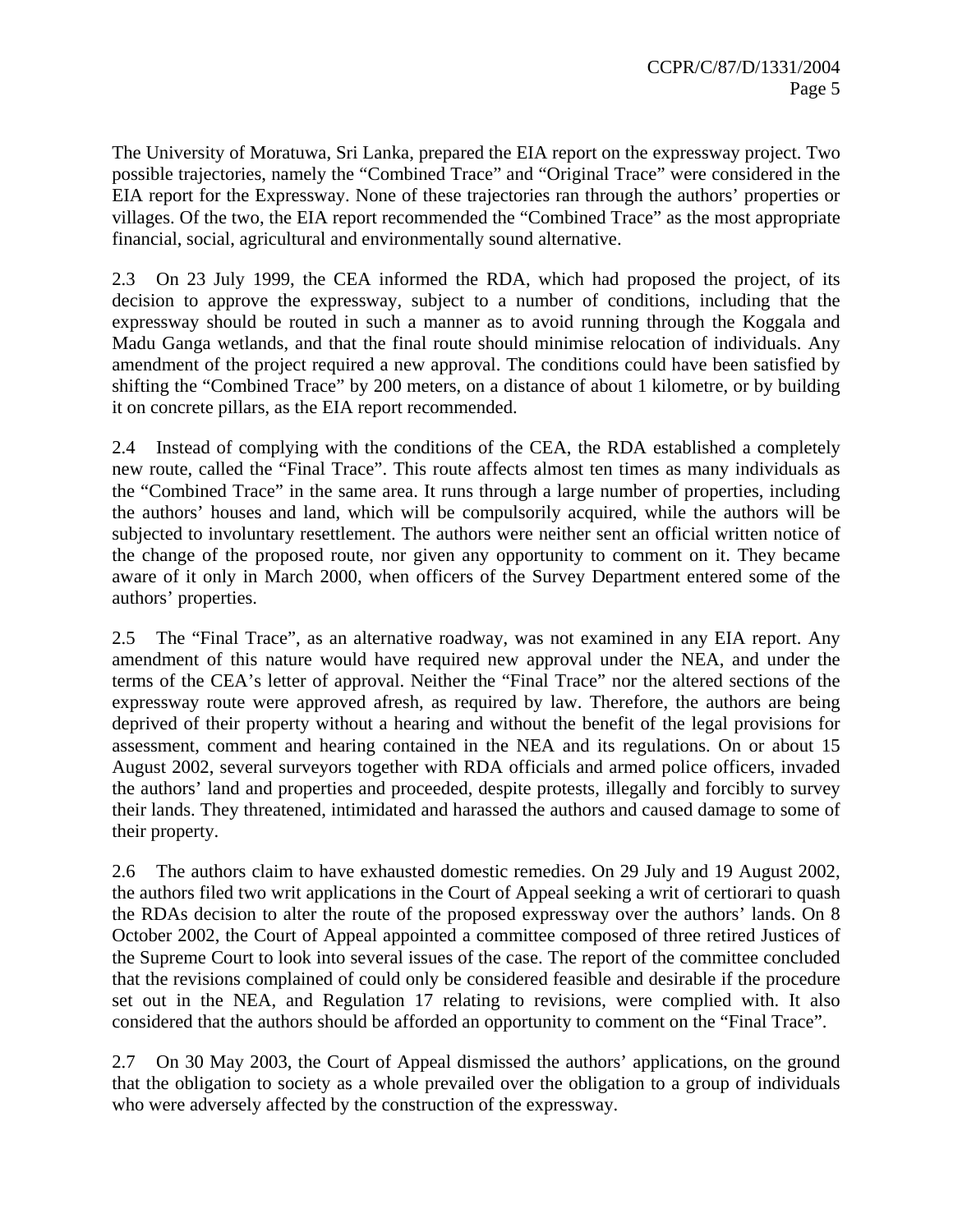The University of Moratuwa, Sri Lanka, prepared the EIA report on the expressway project. Two possible trajectories, namely the "Combined Trace" and "Original Trace" were considered in the EIA report for the Expressway. None of these trajectories ran through the authors' properties or villages. Of the two, the EIA report recommended the "Combined Trace" as the most appropriate financial, social, agricultural and environmentally sound alternative.

2.3 On 23 July 1999, the CEA informed the RDA, which had proposed the project, of its decision to approve the expressway, subject to a number of conditions, including that the expressway should be routed in such a manner as to avoid running through the Koggala and Madu Ganga wetlands, and that the final route should minimise relocation of individuals. Any amendment of the project required a new approval. The conditions could have been satisfied by shifting the "Combined Trace" by 200 meters, on a distance of about 1 kilometre, or by building it on concrete pillars, as the EIA report recommended.

2.4 Instead of complying with the conditions of the CEA, the RDA established a completely new route, called the "Final Trace". This route affects almost ten times as many individuals as the "Combined Trace" in the same area. It runs through a large number of properties, including the authors' houses and land, which will be compulsorily acquired, while the authors will be subjected to involuntary resettlement. The authors were neither sent an official written notice of the change of the proposed route, nor given any opportunity to comment on it. They became aware of it only in March 2000, when officers of the Survey Department entered some of the authors' properties.

2.5 The "Final Trace", as an alternative roadway, was not examined in any EIA report. Any amendment of this nature would have required new approval under the NEA, and under the terms of the CEA's letter of approval. Neither the "Final Trace" nor the altered sections of the expressway route were approved afresh, as required by law. Therefore, the authors are being deprived of their property without a hearing and without the benefit of the legal provisions for assessment, comment and hearing contained in the NEA and its regulations. On or about 15 August 2002, several surveyors together with RDA officials and armed police officers, invaded the authors' land and properties and proceeded, despite protests, illegally and forcibly to survey their lands. They threatened, intimidated and harassed the authors and caused damage to some of their property.

2.6 The authors claim to have exhausted domestic remedies. On 29 July and 19 August 2002, the authors filed two writ applications in the Court of Appeal seeking a writ of certiorari to quash the RDAs decision to alter the route of the proposed expressway over the authors' lands. On 8 October 2002, the Court of Appeal appointed a committee composed of three retired Justices of the Supreme Court to look into several issues of the case. The report of the committee concluded that the revisions complained of could only be considered feasible and desirable if the procedure set out in the NEA, and Regulation 17 relating to revisions, were complied with. It also considered that the authors should be afforded an opportunity to comment on the "Final Trace".

2.7 On 30 May 2003, the Court of Appeal dismissed the authors' applications, on the ground that the obligation to society as a whole prevailed over the obligation to a group of individuals who were adversely affected by the construction of the expressway.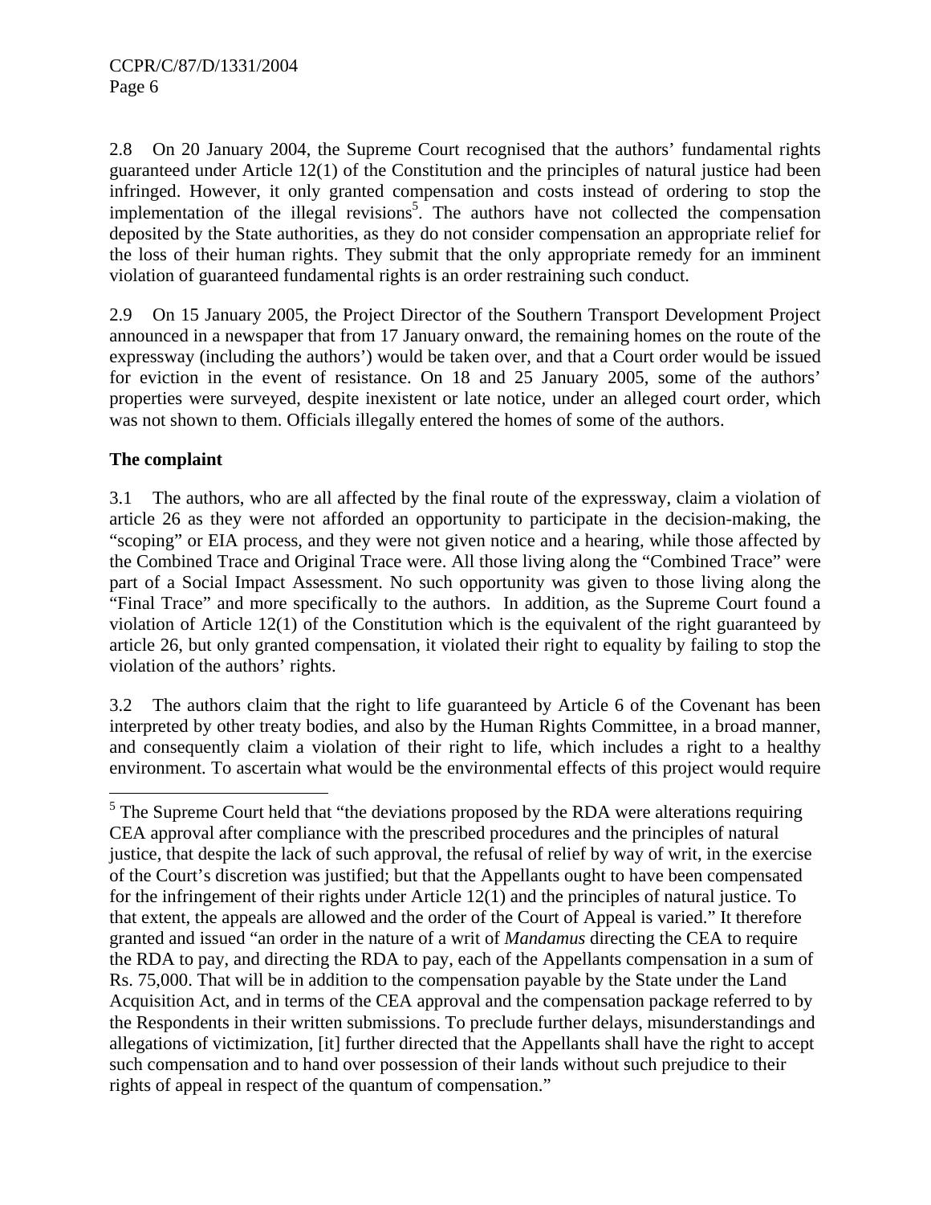2.8 On 20 January 2004, the Supreme Court recognised that the authors' fundamental rights guaranteed under Article 12(1) of the Constitution and the principles of natural justice had been infringed. However, it only granted compensation and costs instead of ordering to stop the implementation of the illegal revisions[5]. The authors have not collected the compensation deposited by the State authorities, as they do not consider compensation an appropriate relief for the loss of their human rights. They submit that the only appropriate remedy for an imminent violation of guaranteed fundamental rights is an order restraining such conduct.

2.9 On 15 January 2005, the Project Director of the Southern Transport Development Project announced in a newspaper that from 17 January onward, the remaining homes on the route of the expressway (including the authors') would be taken over, and that a Court order would be issued for eviction in the event of resistance. On 18 and 25 January 2005, some of the authors' properties were surveyed, despite inexistent or late notice, under an alleged court order, which was not shown to them. Officials illegally entered the homes of some of the authors.

**The complaint**

3.1 The authors, who are all affected by the final route of the expressway, claim a violation of article 26 as they were not afforded an opportunity to participate in the decision-making, the "scoping" or EIA process, and they were not given notice and a hearing, while those affected by the Combined Trace and Original Trace were. All those living along the "Combined Trace" were part of a Social Impact Assessment. No such opportunity was given to those living along the "Final Trace" and more specifically to the authors. In addition, as the Supreme Court found a violation of Article 12(1) of the Constitution which is the equivalent of the right guaranteed by article 26, but only granted compensation, it violated their right to equality by failing to stop the violation of the authors' rights.

3.2 The authors claim that the right to life guaranteed by Article 6 of the Covenant has been interpreted by other treaty bodies, and also by the Human Rights Committee, in a broad manner, and consequently claim a violation of their right to life, which includes a right to a healthy environment. To ascertain what would be the environmental effects of this project would require

---

[5] The Supreme Court held that "the deviations proposed by the RDA were alterations requiring CEA approval after compliance with the prescribed procedures and the principles of natural justice, that despite the lack of such approval, the refusal of relief by way of writ, in the exercise of the Court's discretion was justified; but that the Appellants ought to have been compensated for the infringement of their rights under Article 12(1) and the principles of natural justice. To that extent, the appeals are allowed and the order of the Court of Appeal is varied." It therefore granted and issued "an order in the nature of a writ of *Mandamus* directing the CEA to require the RDA to pay, and directing the RDA to pay, each of the Appellants compensation in a sum of Rs. 75,000. That will be in addition to the compensation payable by the State under the Land Acquisition Act, and in terms of the CEA approval and the compensation package referred to by the Respondents in their written submissions. To preclude further delays, misunderstandings and allegations of victimization, [it] further directed that the Appellants shall have the right to accept such compensation and to hand over possession of their lands without such prejudice to their rights of appeal in respect of the quantum of compensation."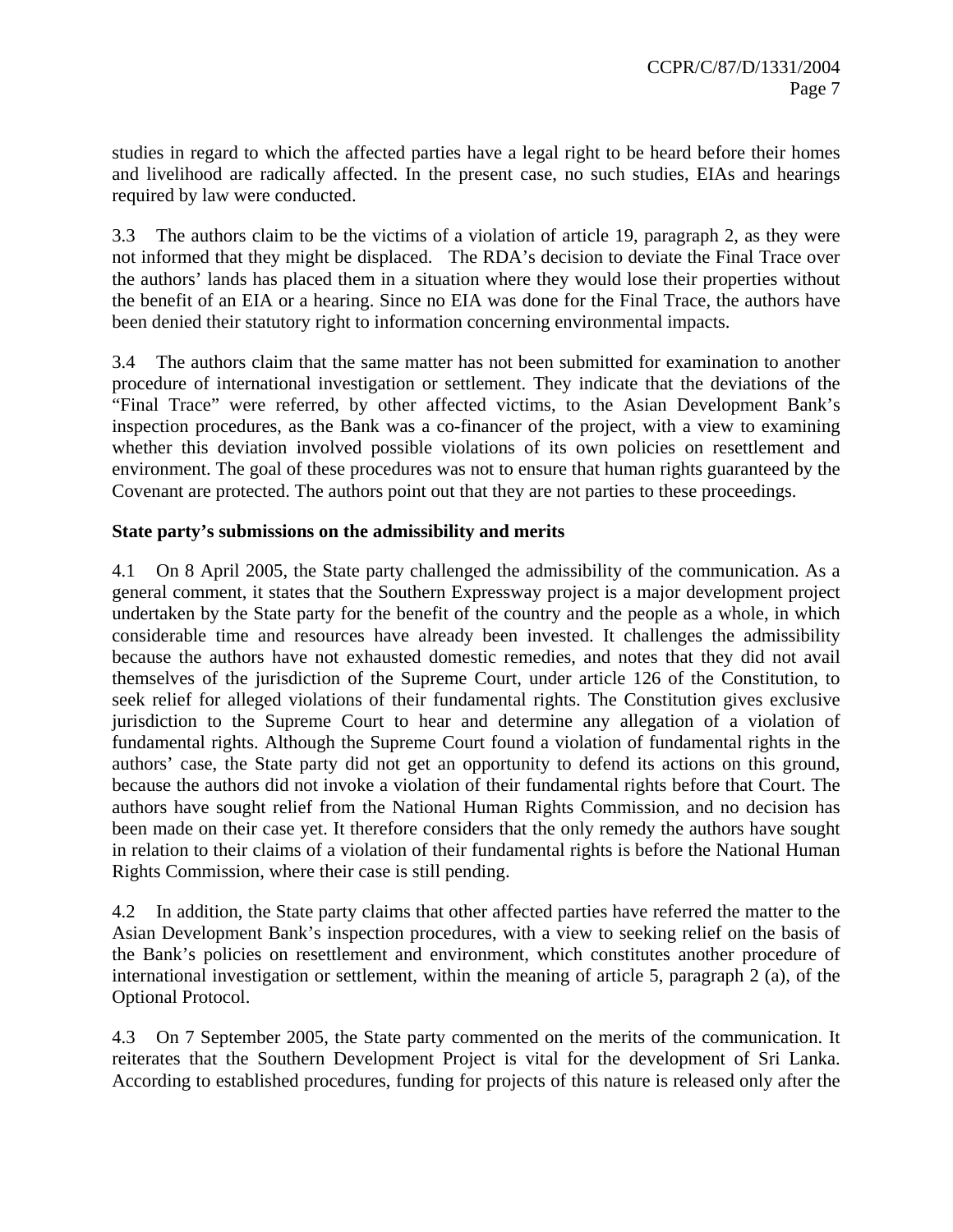studies in regard to which the affected parties have a legal right to be heard before their homes and livelihood are radically affected. In the present case, no such studies, EIAs and hearings required by law were conducted.

3.3 The authors claim to be the victims of a violation of article 19, paragraph 2, as they were not informed that they might be displaced. The RDA's decision to deviate the Final Trace over the authors' lands has placed them in a situation where they would lose their properties without the benefit of an EIA or a hearing. Since no EIA was done for the Final Trace, the authors have been denied their statutory right to information concerning environmental impacts.

3.4 The authors claim that the same matter has not been submitted for examination to another procedure of international investigation or settlement. They indicate that the deviations of the "Final Trace" were referred, by other affected victims, to the Asian Development Bank's inspection procedures, as the Bank was a co-financer of the project, with a view to examining whether this deviation involved possible violations of its own policies on resettlement and environment. The goal of these procedures was not to ensure that human rights guaranteed by the Covenant are protected. The authors point out that they are not parties to these proceedings.

**State party's submissions on the admissibility and merits**

4.1 On 8 April 2005, the State party challenged the admissibility of the communication. As a general comment, it states that the Southern Expressway project is a major development project undertaken by the State party for the benefit of the country and the people as a whole, in which considerable time and resources have already been invested. It challenges the admissibility because the authors have not exhausted domestic remedies, and notes that they did not avail themselves of the jurisdiction of the Supreme Court, under article 126 of the Constitution, to seek relief for alleged violations of their fundamental rights. The Constitution gives exclusive jurisdiction to the Supreme Court to hear and determine any allegation of a violation of fundamental rights. Although the Supreme Court found a violation of fundamental rights in the authors' case, the State party did not get an opportunity to defend its actions on this ground, because the authors did not invoke a violation of their fundamental rights before that Court. The authors have sought relief from the National Human Rights Commission, and no decision has been made on their case yet. It therefore considers that the only remedy the authors have sought in relation to their claims of a violation of their fundamental rights is before the National Human Rights Commission, where their case is still pending.

4.2 In addition, the State party claims that other affected parties have referred the matter to the Asian Development Bank's inspection procedures, with a view to seeking relief on the basis of the Bank's policies on resettlement and environment, which constitutes another procedure of international investigation or settlement, within the meaning of article 5, paragraph 2 (a), of the Optional Protocol.

4.3 On 7 September 2005, the State party commented on the merits of the communication. It reiterates that the Southern Development Project is vital for the development of Sri Lanka. According to established procedures, funding for projects of this nature is released only after the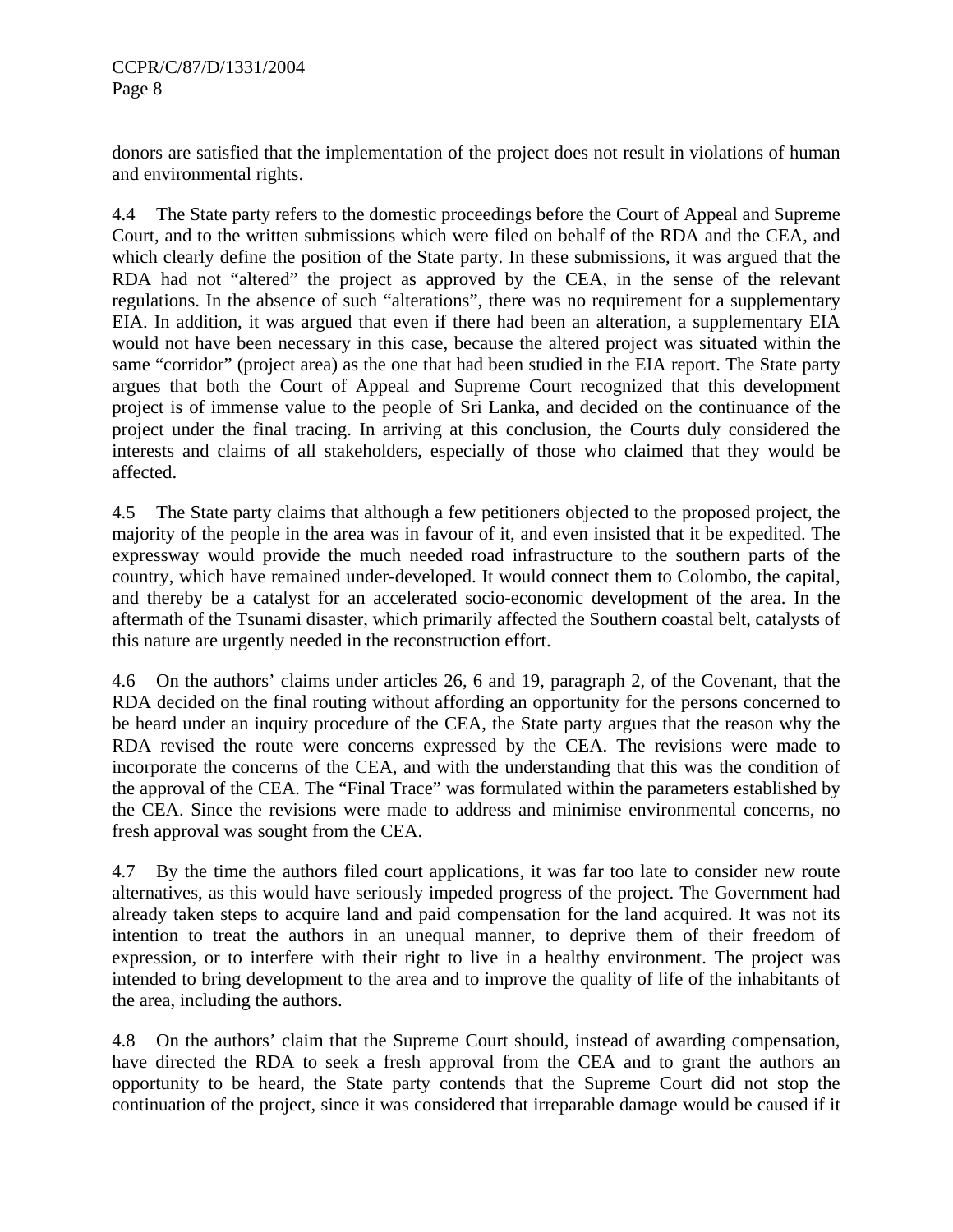donors are satisfied that the implementation of the project does not result in violations of human and environmental rights.

4.4 The State party refers to the domestic proceedings before the Court of Appeal and Supreme Court, and to the written submissions which were filed on behalf of the RDA and the CEA, and which clearly define the position of the State party. In these submissions, it was argued that the RDA had not "altered" the project as approved by the CEA, in the sense of the relevant regulations. In the absence of such "alterations", there was no requirement for a supplementary EIA. In addition, it was argued that even if there had been an alteration, a supplementary EIA would not have been necessary in this case, because the altered project was situated within the same "corridor" (project area) as the one that had been studied in the EIA report. The State party argues that both the Court of Appeal and Supreme Court recognized that this development project is of immense value to the people of Sri Lanka, and decided on the continuance of the project under the final tracing. In arriving at this conclusion, the Courts duly considered the interests and claims of all stakeholders, especially of those who claimed that they would be affected.

4.5 The State party claims that although a few petitioners objected to the proposed project, the majority of the people in the area was in favour of it, and even insisted that it be expedited. The expressway would provide the much needed road infrastructure to the southern parts of the country, which have remained under-developed. It would connect them to Colombo, the capital, and thereby be a catalyst for an accelerated socio-economic development of the area. In the aftermath of the Tsunami disaster, which primarily affected the Southern coastal belt, catalysts of this nature are urgently needed in the reconstruction effort.

4.6 On the authors' claims under articles 26, 6 and 19, paragraph 2, of the Covenant, that the RDA decided on the final routing without affording an opportunity for the persons concerned to be heard under an inquiry procedure of the CEA, the State party argues that the reason why the RDA revised the route were concerns expressed by the CEA. The revisions were made to incorporate the concerns of the CEA, and with the understanding that this was the condition of the approval of the CEA. The "Final Trace" was formulated within the parameters established by the CEA. Since the revisions were made to address and minimise environmental concerns, no fresh approval was sought from the CEA.

4.7 By the time the authors filed court applications, it was far too late to consider new route alternatives, as this would have seriously impeded progress of the project. The Government had already taken steps to acquire land and paid compensation for the land acquired. It was not its intention to treat the authors in an unequal manner, to deprive them of their freedom of expression, or to interfere with their right to live in a healthy environment. The project was intended to bring development to the area and to improve the quality of life of the inhabitants of the area, including the authors.

4.8 On the authors' claim that the Supreme Court should, instead of awarding compensation, have directed the RDA to seek a fresh approval from the CEA and to grant the authors an opportunity to be heard, the State party contends that the Supreme Court did not stop the continuation of the project, since it was considered that irreparable damage would be caused if it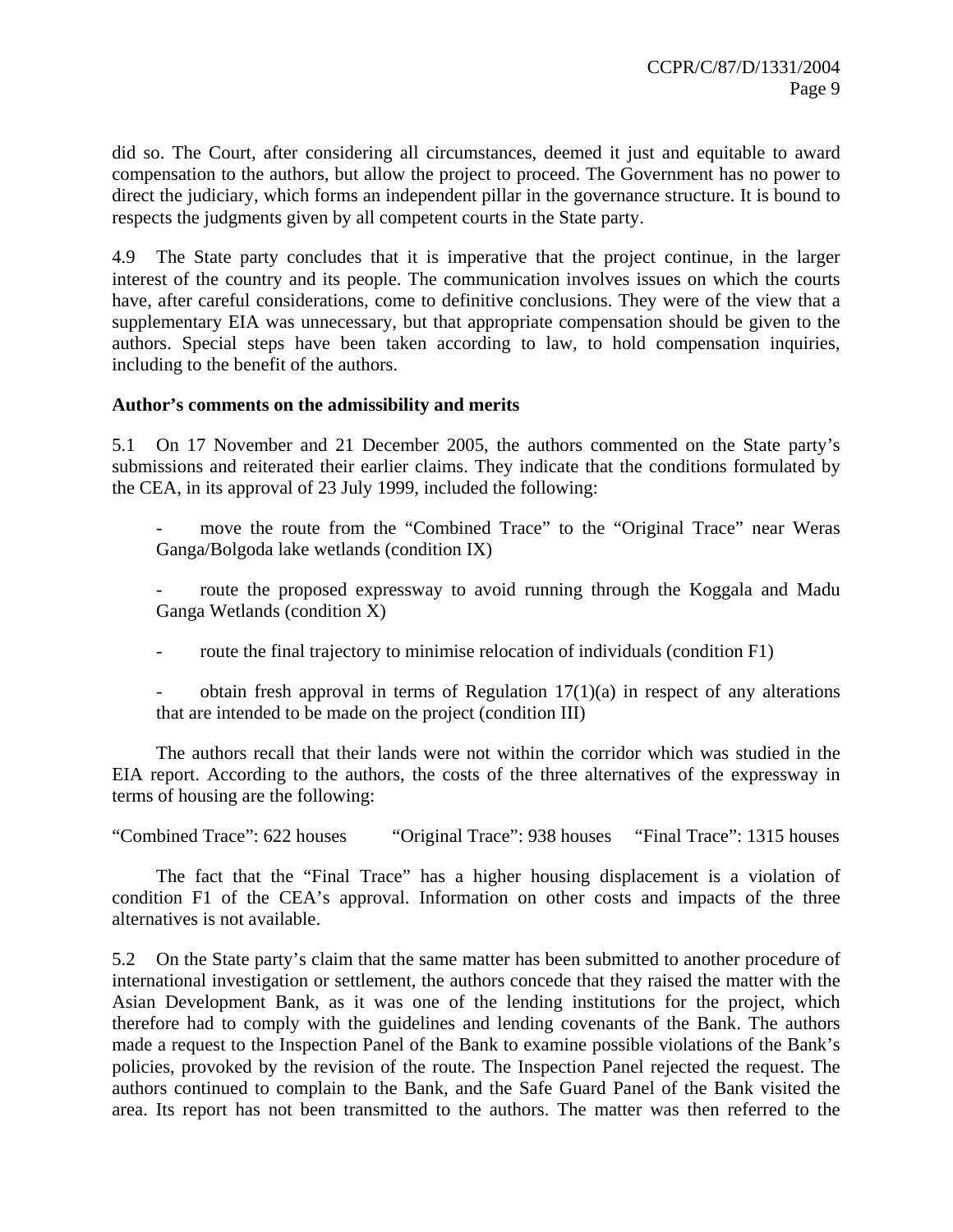did so. The Court, after considering all circumstances, deemed it just and equitable to award compensation to the authors, but allow the project to proceed. The Government has no power to direct the judiciary, which forms an independent pillar in the governance structure. It is bound to respects the judgments given by all competent courts in the State party.

4.9 The State party concludes that it is imperative that the project continue, in the larger interest of the country and its people. The communication involves issues on which the courts have, after careful considerations, come to definitive conclusions. They were of the view that a supplementary EIA was unnecessary, but that appropriate compensation should be given to the authors. Special steps have been taken according to law, to hold compensation inquiries, including to the benefit of the authors.

**Author's comments on the admissibility and merits**

5.1 On 17 November and 21 December 2005, the authors commented on the State party's submissions and reiterated their earlier claims. They indicate that the conditions formulated by the CEA, in its approval of 23 July 1999, included the following:

- move the route from the "Combined Trace" to the "Original Trace" near Weras Ganga/Bolgoda lake wetlands (condition IX)

- route the proposed expressway to avoid running through the Koggala and Madu Ganga Wetlands (condition X)

- route the final trajectory to minimise relocation of individuals (condition F1)

- obtain fresh approval in terms of Regulation 17(1)(a) in respect of any alterations that are intended to be made on the project (condition III)

The authors recall that their lands were not within the corridor which was studied in the EIA report. According to the authors, the costs of the three alternatives of the expressway in terms of housing are the following:

"Combined Trace": 622 houses "Original Trace": 938 houses "Final Trace": 1315 houses

The fact that the "Final Trace" has a higher housing displacement is a violation of condition F1 of the CEA's approval. Information on other costs and impacts of the three alternatives is not available.

5.2 On the State party's claim that the same matter has been submitted to another procedure of international investigation or settlement, the authors concede that they raised the matter with the Asian Development Bank, as it was one of the lending institutions for the project, which therefore had to comply with the guidelines and lending covenants of the Bank. The authors made a request to the Inspection Panel of the Bank to examine possible violations of the Bank's policies, provoked by the revision of the route. The Inspection Panel rejected the request. The authors continued to complain to the Bank, and the Safe Guard Panel of the Bank visited the area. Its report has not been transmitted to the authors. The matter was then referred to the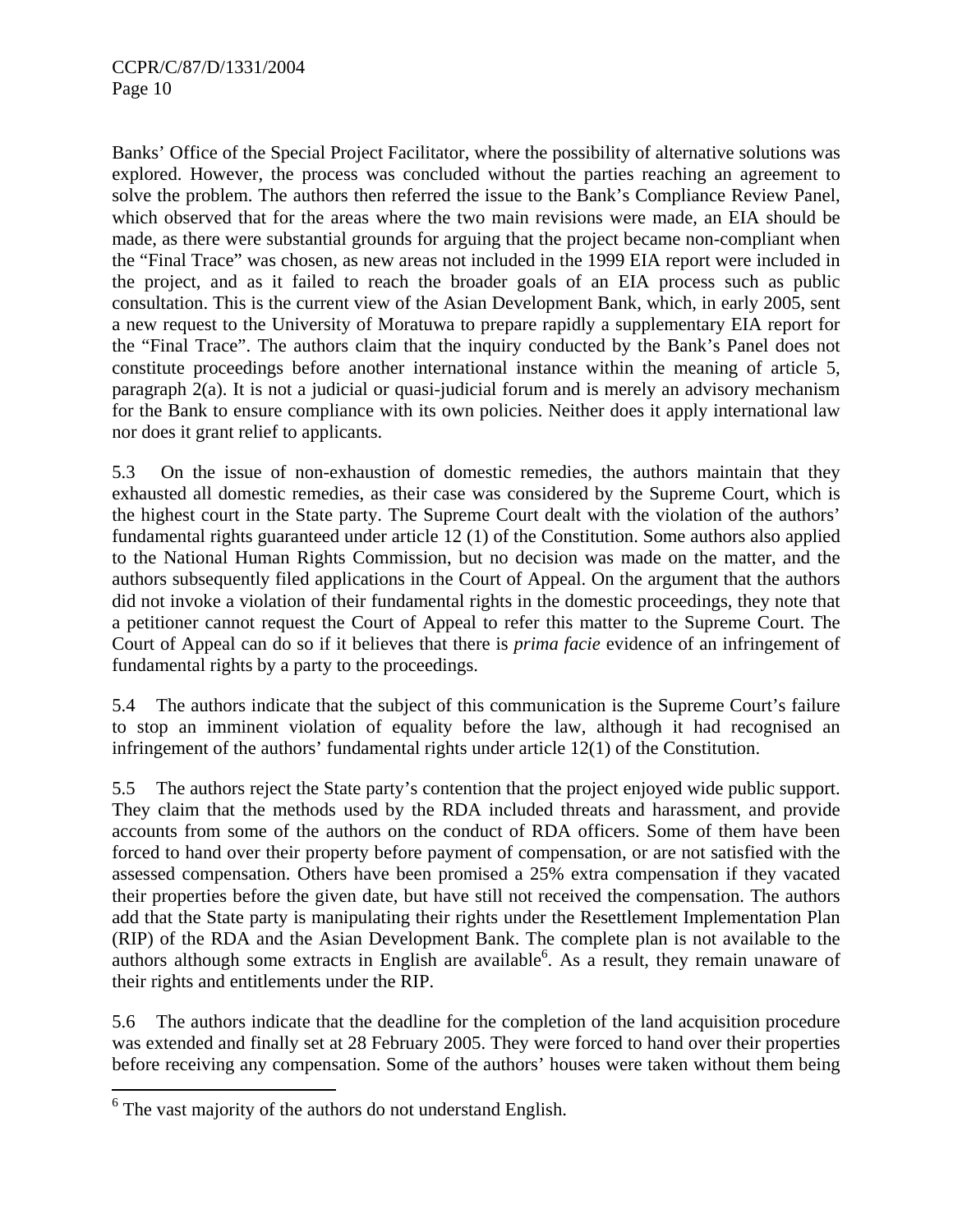Banks' Office of the Special Project Facilitator, where the possibility of alternative solutions was explored. However, the process was concluded without the parties reaching an agreement to solve the problem. The authors then referred the issue to the Bank's Compliance Review Panel, which observed that for the areas where the two main revisions were made, an EIA should be made, as there were substantial grounds for arguing that the project became non-compliant when the "Final Trace" was chosen, as new areas not included in the 1999 EIA report were included in the project, and as it failed to reach the broader goals of an EIA process such as public consultation. This is the current view of the Asian Development Bank, which, in early 2005, sent a new request to the University of Moratuwa to prepare rapidly a supplementary EIA report for the "Final Trace". The authors claim that the inquiry conducted by the Bank's Panel does not constitute proceedings before another international instance within the meaning of article 5, paragraph 2(a). It is not a judicial or quasi-judicial forum and is merely an advisory mechanism for the Bank to ensure compliance with its own policies. Neither does it apply international law nor does it grant relief to applicants.

5.3 On the issue of non-exhaustion of domestic remedies, the authors maintain that they exhausted all domestic remedies, as their case was considered by the Supreme Court, which is the highest court in the State party. The Supreme Court dealt with the violation of the authors' fundamental rights guaranteed under article 12 (1) of the Constitution. Some authors also applied to the National Human Rights Commission, but no decision was made on the matter, and the authors subsequently filed applications in the Court of Appeal. On the argument that the authors did not invoke a violation of their fundamental rights in the domestic proceedings, they note that a petitioner cannot request the Court of Appeal to refer this matter to the Supreme Court. The Court of Appeal can do so if it believes that there is *prima facie* evidence of an infringement of fundamental rights by a party to the proceedings.

5.4 The authors indicate that the subject of this communication is the Supreme Court's failure to stop an imminent violation of equality before the law, although it had recognised an infringement of the authors' fundamental rights under article 12(1) of the Constitution.

5.5 The authors reject the State party's contention that the project enjoyed wide public support. They claim that the methods used by the RDA included threats and harassment, and provide accounts from some of the authors on the conduct of RDA officers. Some of them have been forced to hand over their property before payment of compensation, or are not satisfied with the assessed compensation. Others have been promised a 25% extra compensation if they vacated their properties before the given date, but have still not received the compensation. The authors add that the State party is manipulating their rights under the Resettlement Implementation Plan (RIP) of the RDA and the Asian Development Bank. The complete plan is not available to the authors although some extracts in English are available[6]. As a result, they remain unaware of their rights and entitlements under the RIP.

5.6 The authors indicate that the deadline for the completion of the land acquisition procedure was extended and finally set at 28 February 2005. They were forced to hand over their properties before receiving any compensation. Some of the authors' houses were taken without them being

[6] The vast majority of the authors do not understand English.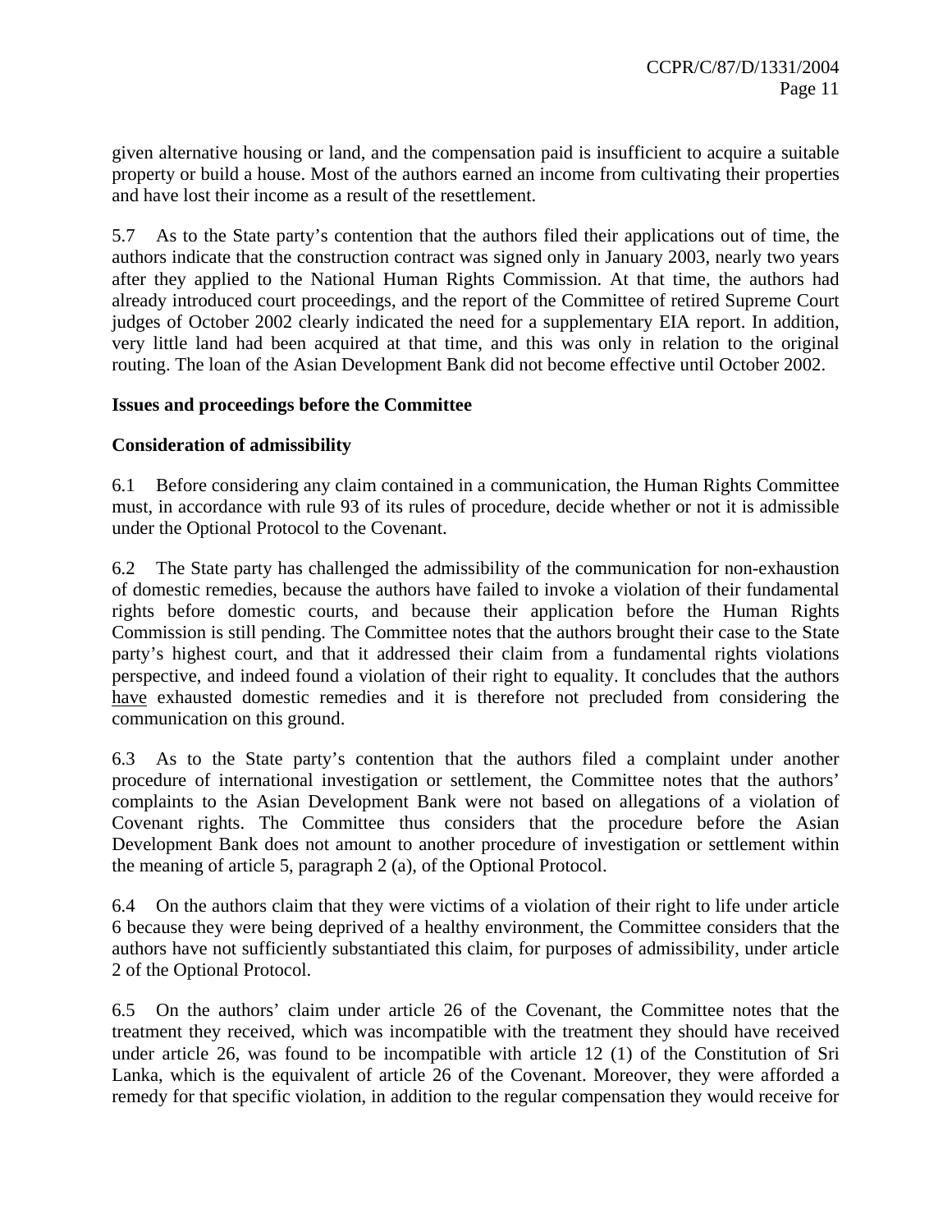given alternative housing or land, and the compensation paid is insufficient to acquire a suitable property or build a house. Most of the authors earned an income from cultivating their properties and have lost their income as a result of the resettlement.

5.7 As to the State party's contention that the authors filed their applications out of time, the authors indicate that the construction contract was signed only in January 2003, nearly two years after they applied to the National Human Rights Commission. At that time, the authors had already introduced court proceedings, and the report of the Committee of retired Supreme Court judges of October 2002 clearly indicated the need for a supplementary EIA report. In addition, very little land had been acquired at that time, and this was only in relation to the original routing. The loan of the Asian Development Bank did not become effective until October 2002.

**Issues and proceedings before the Committee**

**Consideration of admissibility**

6.1 Before considering any claim contained in a communication, the Human Rights Committee must, in accordance with rule 93 of its rules of procedure, decide whether or not it is admissible under the Optional Protocol to the Covenant.

6.2 The State party has challenged the admissibility of the communication for non-exhaustion of domestic remedies, because the authors have failed to invoke a violation of their fundamental rights before domestic courts, and because their application before the Human Rights Commission is still pending. The Committee notes that the authors brought their case to the State party's highest court, and that it addressed their claim from a fundamental rights violations perspective, and indeed found a violation of their right to equality. It concludes that the authors <u>have</u> exhausted domestic remedies and it is therefore not precluded from considering the communication on this ground.

6.3 As to the State party's contention that the authors filed a complaint under another procedure of international investigation or settlement, the Committee notes that the authors' complaints to the Asian Development Bank were not based on allegations of a violation of Covenant rights. The Committee thus considers that the procedure before the Asian Development Bank does not amount to another procedure of investigation or settlement within the meaning of article 5, paragraph 2 (a), of the Optional Protocol.

6.4 On the authors claim that they were victims of a violation of their right to life under article 6 because they were being deprived of a healthy environment, the Committee considers that the authors have not sufficiently substantiated this claim, for purposes of admissibility, under article 2 of the Optional Protocol.

6.5 On the authors' claim under article 26 of the Covenant, the Committee notes that the treatment they received, which was incompatible with the treatment they should have received under article 26, was found to be incompatible with article 12 (1) of the Constitution of Sri Lanka, which is the equivalent of article 26 of the Covenant. Moreover, they were afforded a remedy for that specific violation, in addition to the regular compensation they would receive for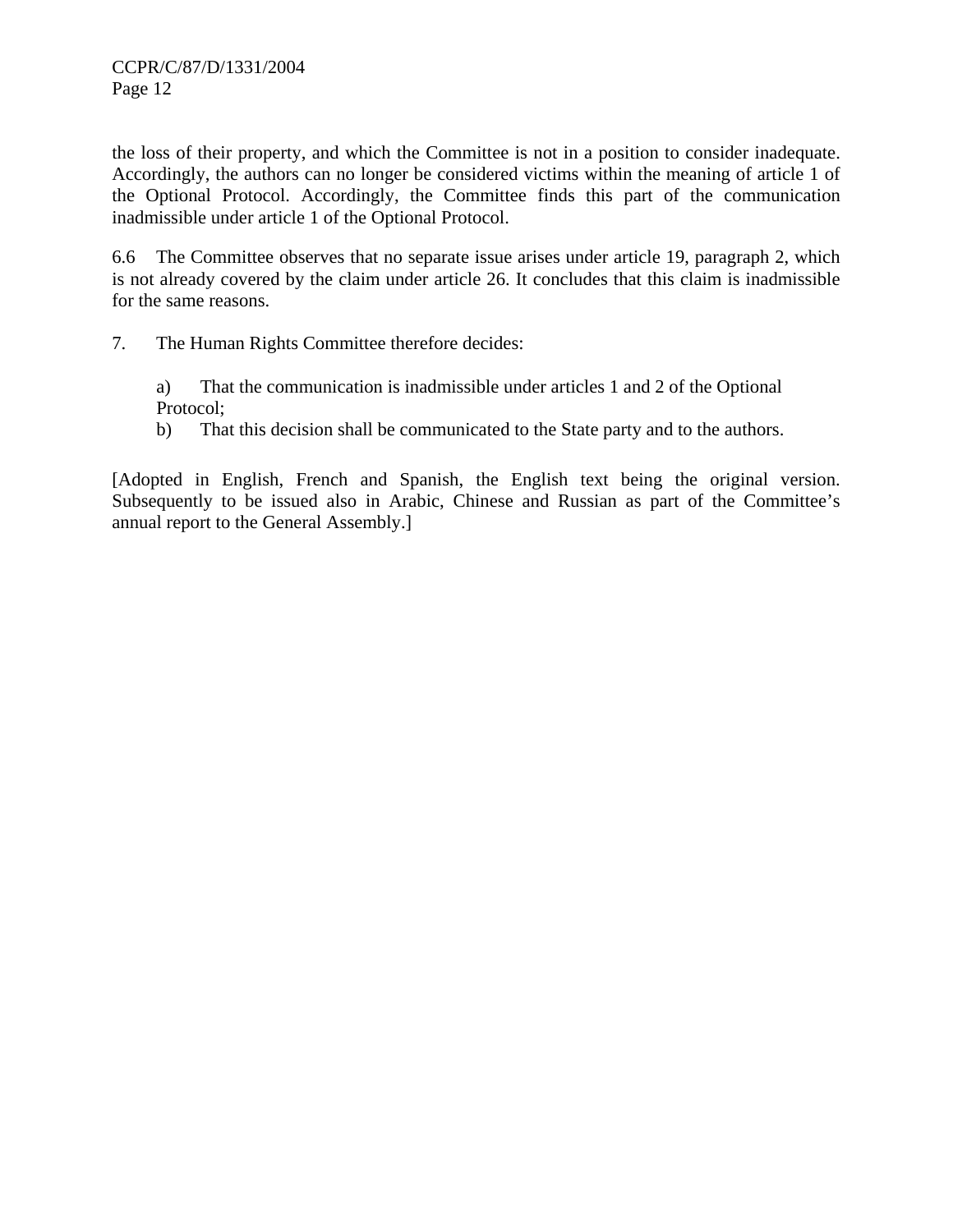the loss of their property, and which the Committee is not in a position to consider inadequate. Accordingly, the authors can no longer be considered victims within the meaning of article 1 of the Optional Protocol. Accordingly, the Committee finds this part of the communication inadmissible under article 1 of the Optional Protocol.

6.6 The Committee observes that no separate issue arises under article 19, paragraph 2, which is not already covered by the claim under article 26. It concludes that this claim is inadmissible for the same reasons.

7. The Human Rights Committee therefore decides:

a) That the communication is inadmissible under articles 1 and 2 of the Optional Protocol;

b) That this decision shall be communicated to the State party and to the authors.

[Adopted in English, French and Spanish, the English text being the original version. Subsequently to be issued also in Arabic, Chinese and Russian as part of the Committee's annual report to the General Assembly.]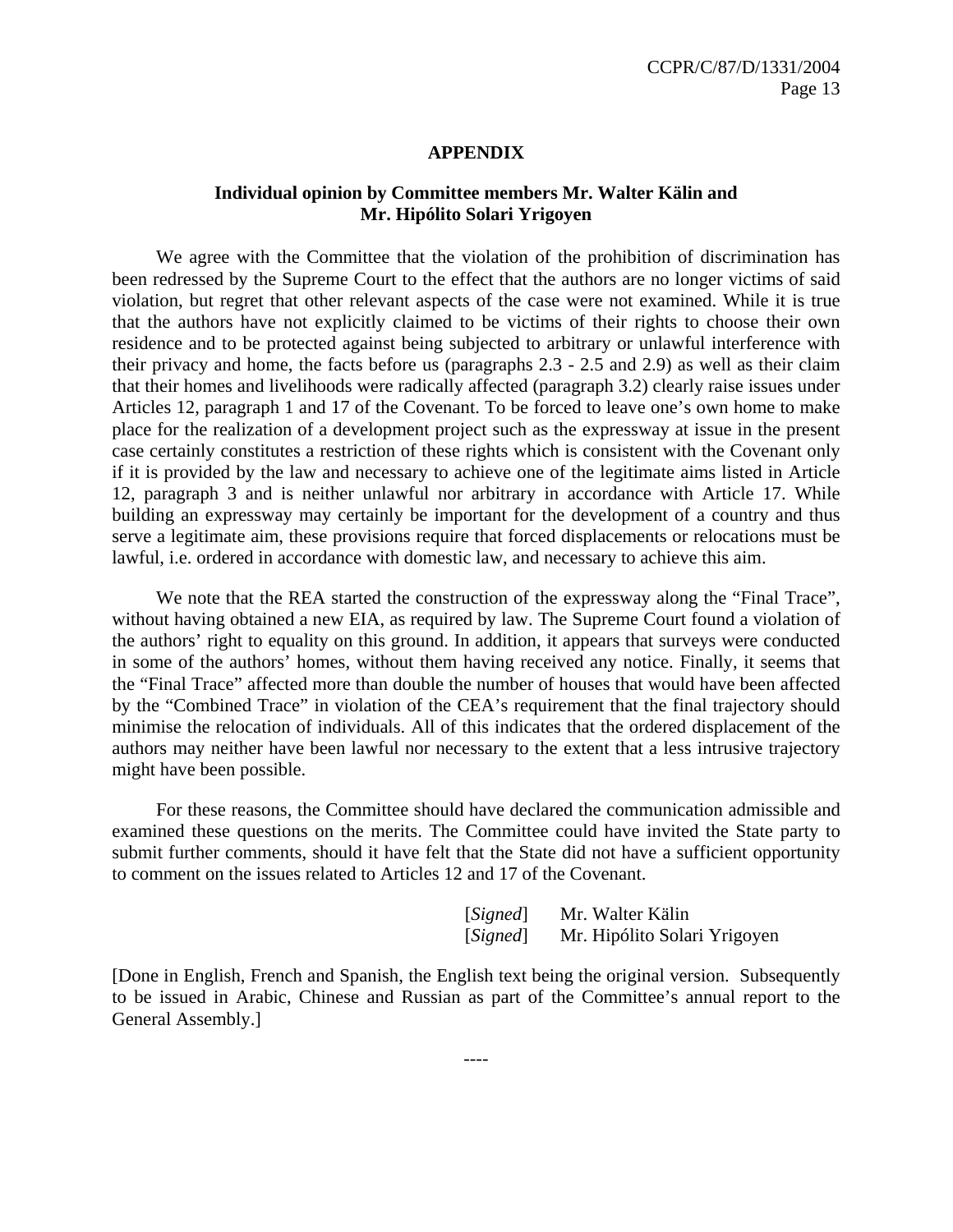## APPENDIX

### Individual opinion by Committee members Mr. Walter Kälin and Mr. Hipólito Solari Yrigoyen

We agree with the Committee that the violation of the prohibition of discrimination has been redressed by the Supreme Court to the effect that the authors are no longer victims of said violation, but regret that other relevant aspects of the case were not examined. While it is true that the authors have not explicitly claimed to be victims of their rights to choose their own residence and to be protected against being subjected to arbitrary or unlawful interference with their privacy and home, the facts before us (paragraphs 2.3 - 2.5 and 2.9) as well as their claim that their homes and livelihoods were radically affected (paragraph 3.2) clearly raise issues under Articles 12, paragraph 1 and 17 of the Covenant. To be forced to leave one's own home to make place for the realization of a development project such as the expressway at issue in the present case certainly constitutes a restriction of these rights which is consistent with the Covenant only if it is provided by the law and necessary to achieve one of the legitimate aims listed in Article 12, paragraph 3 and is neither unlawful nor arbitrary in accordance with Article 17. While building an expressway may certainly be important for the development of a country and thus serve a legitimate aim, these provisions require that forced displacements or relocations must be lawful, i.e. ordered in accordance with domestic law, and necessary to achieve this aim.

We note that the REA started the construction of the expressway along the "Final Trace", without having obtained a new EIA, as required by law. The Supreme Court found a violation of the authors' right to equality on this ground. In addition, it appears that surveys were conducted in some of the authors' homes, without them having received any notice. Finally, it seems that the "Final Trace" affected more than double the number of houses that would have been affected by the "Combined Trace" in violation of the CEA's requirement that the final trajectory should minimise the relocation of individuals. All of this indicates that the ordered displacement of the authors may neither have been lawful nor necessary to the extent that a less intrusive trajectory might have been possible.

For these reasons, the Committee should have declared the communication admissible and examined these questions on the merits. The Committee could have invited the State party to submit further comments, should it have felt that the State did not have a sufficient opportunity to comment on the issues related to Articles 12 and 17 of the Covenant.

[*Signed*] Mr. Walter Kälin
[*Signed*] Mr. Hipólito Solari Yrigoyen

[Done in English, French and Spanish, the English text being the original version. Subsequently to be issued in Arabic, Chinese and Russian as part of the Committee's annual report to the General Assembly.]

----